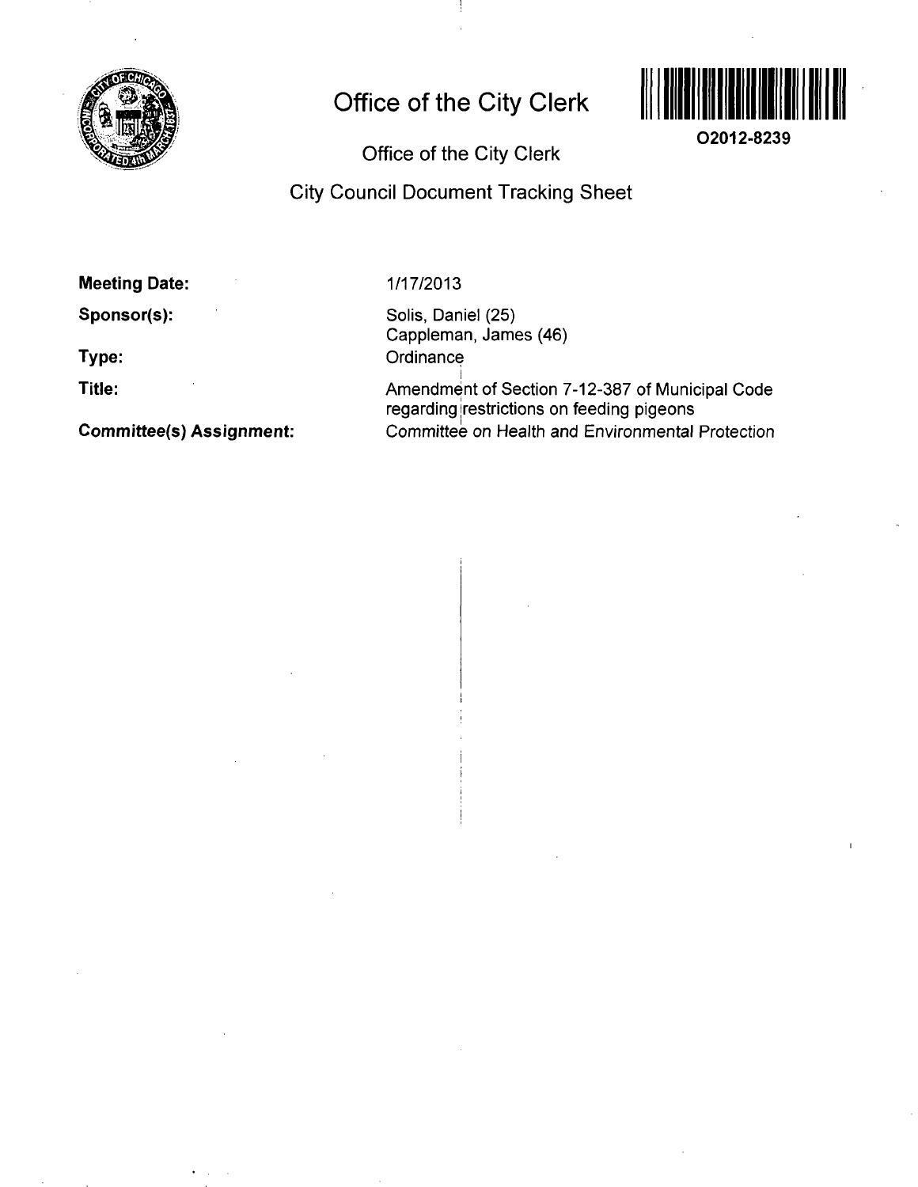# Office of the City Clerk

O2012-8239

Office of the City Clerk

City Council Document Tracking Sheet

**Meeting Date:** 1/17/2013

**Sponsor(s):** Solis, Daniel (25)
Cappleman, James (46)

**Type:** Ordinance

**Title:** Amendment of Section 7-12-387 of Municipal Code regarding restrictions on feeding pigeons

**Committee(s) Assignment:** Committee on Health and Environmental Protection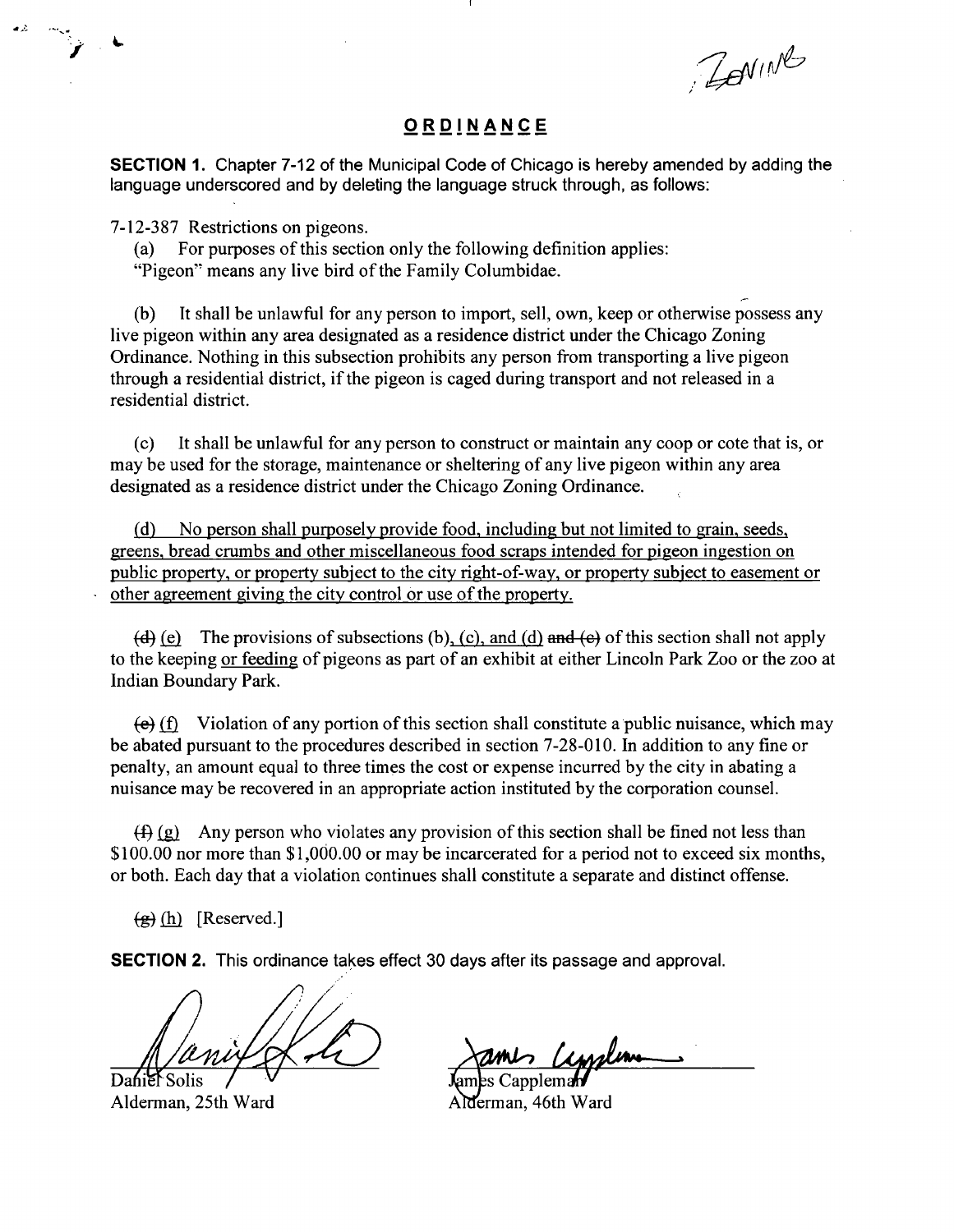Zoning

# ORDINANCE

**SECTION 1.** Chapter 7-12 of the Municipal Code of Chicago is hereby amended by adding the language underscored and by deleting the language struck through, as follows:

7-12-387 Restrictions on pigeons.

(a) For purposes of this section only the following definition applies:
"Pigeon" means any live bird of the Family Columbidae.

(b) It shall be unlawful for any person to import, sell, own, keep or otherwise possess any live pigeon within any area designated as a residence district under the Chicago Zoning Ordinance. Nothing in this subsection prohibits any person from transporting a live pigeon through a residential district, if the pigeon is caged during transport and not released in a residential district.

(c) It shall be unlawful for any person to construct or maintain any coop or cote that is, or may be used for the storage, maintenance or sheltering of any live pigeon within any area designated as a residence district under the Chicago Zoning Ordinance.

<u>(d) No person shall purposely provide food, including but not limited to grain, seeds, greens, bread crumbs and other miscellaneous food scraps intended for pigeon ingestion on public property, or property subject to the city right-of-way, or property subject to easement or other agreement giving the city control or use of the property.</u>

~~(d)~~ <u>(e)</u> The provisions of subsections (b)<u>, (c), and (d)</u> ~~and (c)~~ of this section shall not apply to the keeping <u>or feeding</u> of pigeons as part of an exhibit at either Lincoln Park Zoo or the zoo at Indian Boundary Park.

~~(e)~~ <u>(f)</u> Violation of any portion of this section shall constitute a public nuisance, which may be abated pursuant to the procedures described in section 7-28-010. In addition to any fine or penalty, an amount equal to three times the cost or expense incurred by the city in abating a nuisance may be recovered in an appropriate action instituted by the corporation counsel.

~~(f)~~ <u>(g)</u> Any person who violates any provision of this section shall be fined not less than $100.00 nor more than $1,000.00 or may be incarcerated for a period not to exceed six months, or both. Each day that a violation continues shall constitute a separate and distinct offense.

~~(g)~~ <u>(h)</u> [Reserved.]

**SECTION 2.** This ordinance takes effect 30 days after its passage and approval.

Daniel Solis
Alderman, 25th Ward

James Cappleman
Alderman, 46th Ward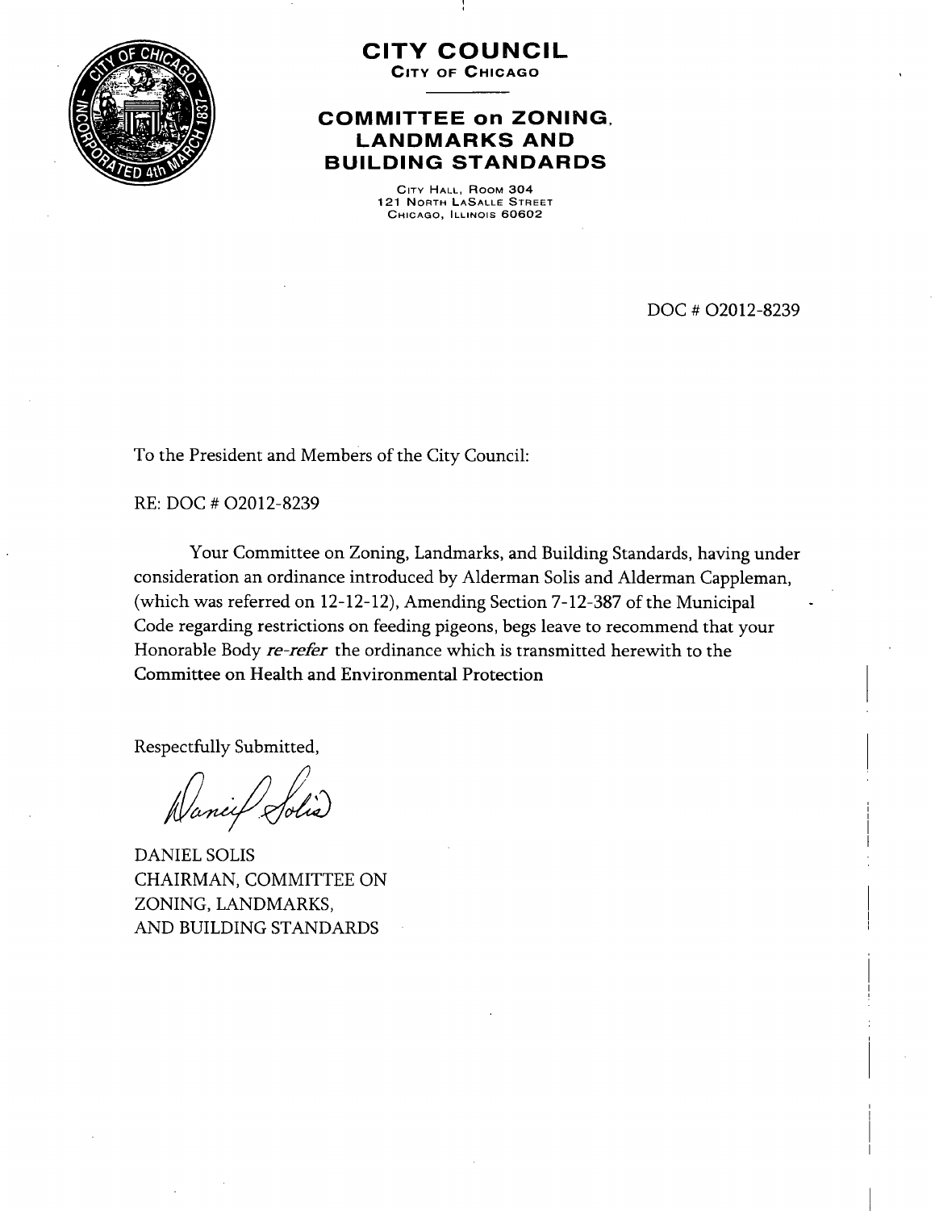# CITY COUNCIL

CITY OF CHICAGO

## COMMITTEE on ZONING, LANDMARKS AND BUILDING STANDARDS

CITY HALL, ROOM 304
121 NORTH LASALLE STREET
CHICAGO, ILLINOIS 60602

DOC # O2012-8239

To the President and Members of the City Council:

RE: DOC # O2012-8239

Your Committee on Zoning, Landmarks, and Building Standards, having under consideration an ordinance introduced by Alderman Solis and Alderman Cappleman, (which was referred on 12-12-12), Amending Section 7-12-387 of the Municipal Code regarding restrictions on feeding pigeons, begs leave to recommend that your Honorable Body *re-refer* the ordinance which is transmitted herewith to the Committee on Health and Environmental Protection

Respectfully Submitted,

Daniel Solis

DANIEL SOLIS
CHAIRMAN, COMMITTEE ON
ZONING, LANDMARKS,
AND BUILDING STANDARDS